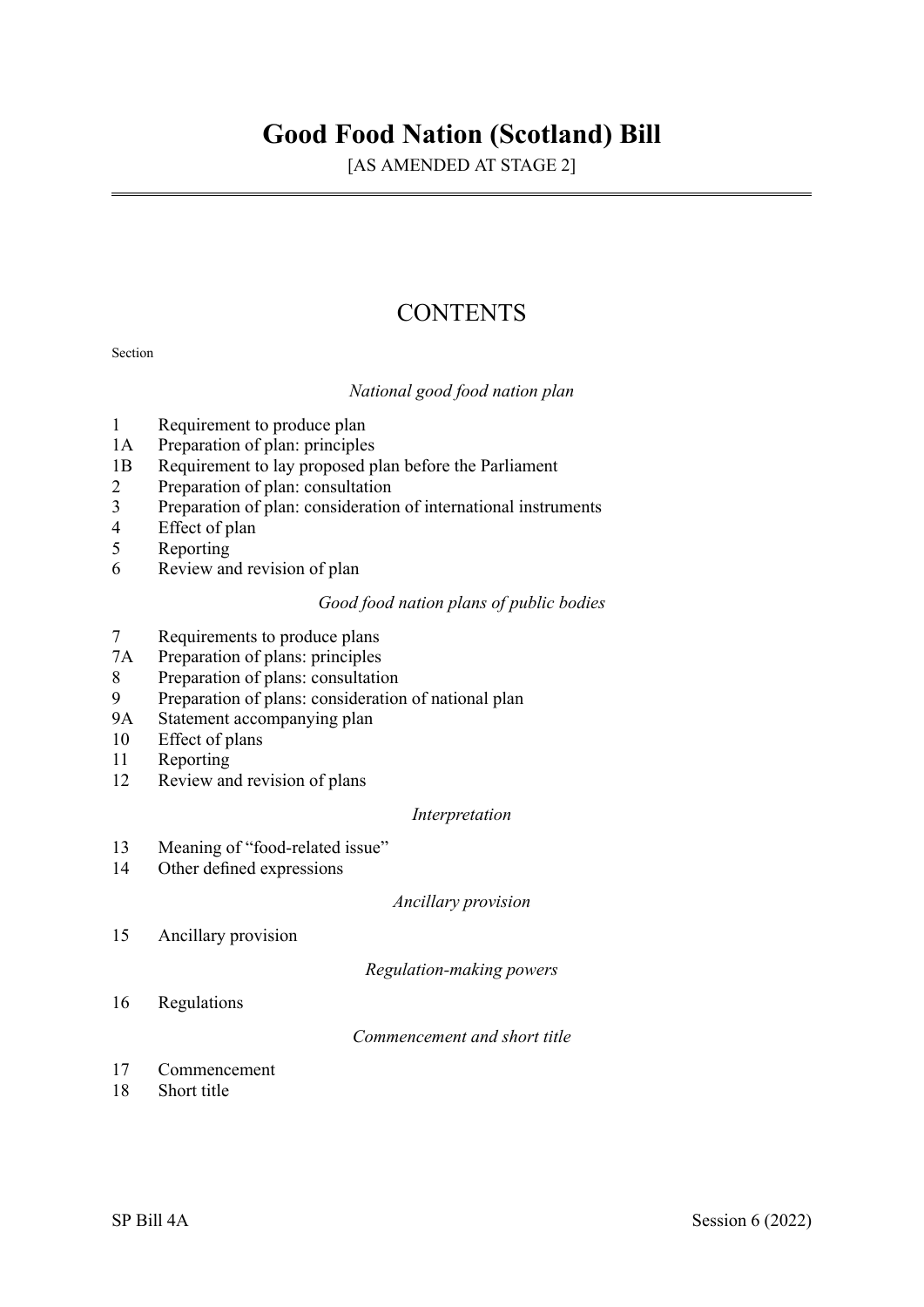# Good Food Nation (Scotland) Bill

[AS AMENDED AT STAGE 2]

---

## CONTENTS

Section

*National good food nation plan*

1 Requirement to produce plan
1A Preparation of plan: principles
1B Requirement to lay proposed plan before the Parliament
2 Preparation of plan: consultation
3 Preparation of plan: consideration of international instruments
4 Effect of plan
5 Reporting
6 Review and revision of plan

*Good food nation plans of public bodies*

7 Requirements to produce plans
7A Preparation of plans: principles
8 Preparation of plans: consultation
9 Preparation of plans: consideration of national plan
9A Statement accompanying plan
10 Effect of plans
11 Reporting
12 Review and revision of plans

*Interpretation*

13 Meaning of "food-related issue"
14 Other defined expressions

*Ancillary provision*

15 Ancillary provision

*Regulation-making powers*

16 Regulations

*Commencement and short title*

17 Commencement
18 Short title

SP Bill 4A Session 6 (2022)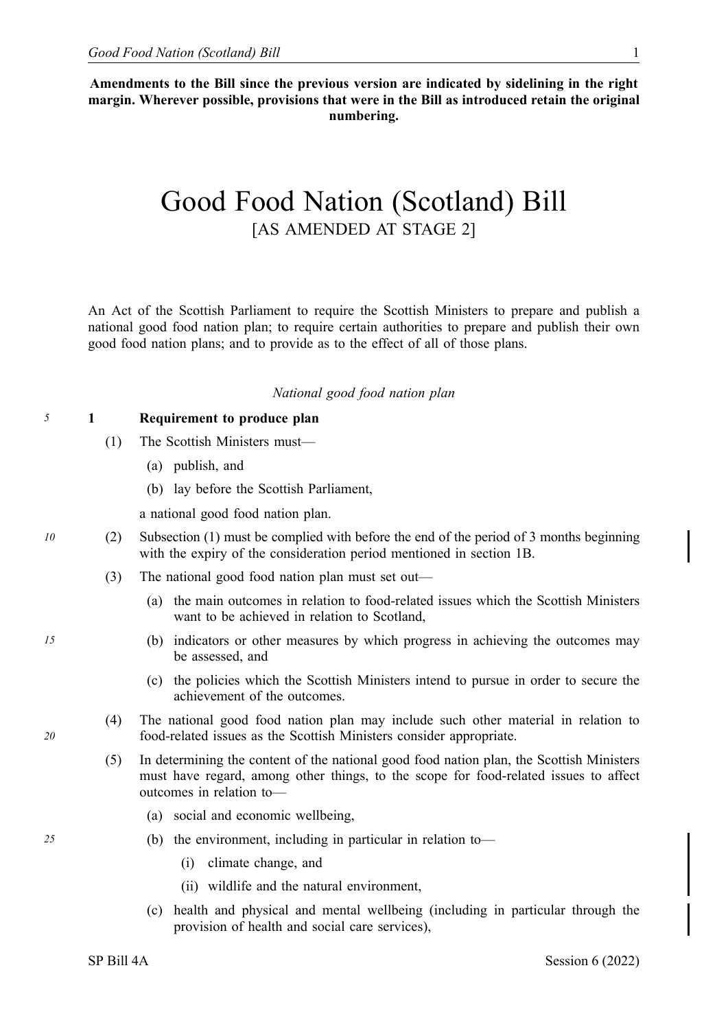**Amendments to the Bill since the previous version are indicated by sidelining in the right margin. Wherever possible, provisions that were in the Bill as introduced retain the original numbering.**

# Good Food Nation (Scotland) Bill

[AS AMENDED AT STAGE 2]

An Act of the Scottish Parliament to require the Scottish Ministers to prepare and publish a national good food nation plan; to require certain authorities to prepare and publish their own good food nation plans; and to provide as to the effect of all of those plans.

*National good food nation plan*

**1 Requirement to produce plan**

(1) The Scottish Ministers must—

(a) publish, and

(b) lay before the Scottish Parliament,

a national good food nation plan.

(2) Subsection (1) must be complied with before the end of the period of 3 months beginning with the expiry of the consideration period mentioned in section 1B.

(3) The national good food nation plan must set out—

(a) the main outcomes in relation to food-related issues which the Scottish Ministers want to be achieved in relation to Scotland,

(b) indicators or other measures by which progress in achieving the outcomes may be assessed, and

(c) the policies which the Scottish Ministers intend to pursue in order to secure the achievement of the outcomes.

(4) The national good food nation plan may include such other material in relation to food-related issues as the Scottish Ministers consider appropriate.

(5) In determining the content of the national good food nation plan, the Scottish Ministers must have regard, among other things, to the scope for food-related issues to affect outcomes in relation to—

(a) social and economic wellbeing,

(b) the environment, including in particular in relation to—

(i) climate change, and

(ii) wildlife and the natural environment,

(c) health and physical and mental wellbeing (including in particular through the provision of health and social care services),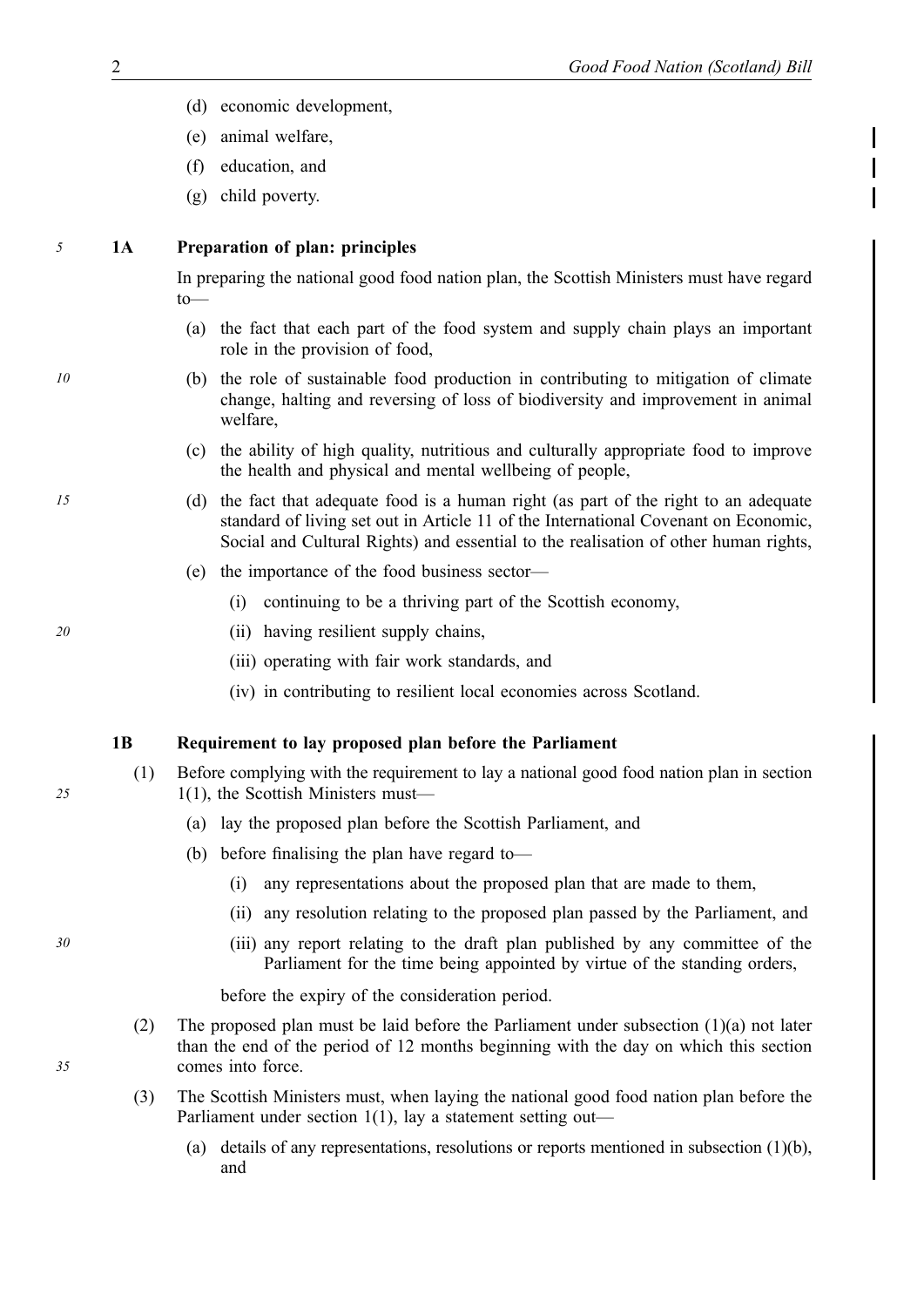(d) economic development,

(e) animal welfare,

(f) education, and

(g) child poverty.

### 1A Preparation of plan: principles

In preparing the national good food nation plan, the Scottish Ministers must have regard to—

(a) the fact that each part of the food system and supply chain plays an important role in the provision of food,

(b) the role of sustainable food production in contributing to mitigation of climate change, halting and reversing of loss of biodiversity and improvement in animal welfare,

(c) the ability of high quality, nutritious and culturally appropriate food to improve the health and physical and mental wellbeing of people,

(d) the fact that adequate food is a human right (as part of the right to an adequate standard of living set out in Article 11 of the International Covenant on Economic, Social and Cultural Rights) and essential to the realisation of other human rights,

(e) the importance of the food business sector—

(i) continuing to be a thriving part of the Scottish economy,

(ii) having resilient supply chains,

(iii) operating with fair work standards, and

(iv) in contributing to resilient local economies across Scotland.

### 1B Requirement to lay proposed plan before the Parliament

(1) Before complying with the requirement to lay a national good food nation plan in section 1(1), the Scottish Ministers must—

(a) lay the proposed plan before the Scottish Parliament, and

(b) before finalising the plan have regard to—

(i) any representations about the proposed plan that are made to them,

(ii) any resolution relating to the proposed plan passed by the Parliament, and

(iii) any report relating to the draft plan published by any committee of the Parliament for the time being appointed by virtue of the standing orders,

before the expiry of the consideration period.

(2) The proposed plan must be laid before the Parliament under subsection (1)(a) not later than the end of the period of 12 months beginning with the day on which this section comes into force.

(3) The Scottish Ministers must, when laying the national good food nation plan before the Parliament under section 1(1), lay a statement setting out—

(a) details of any representations, resolutions or reports mentioned in subsection (1)(b), and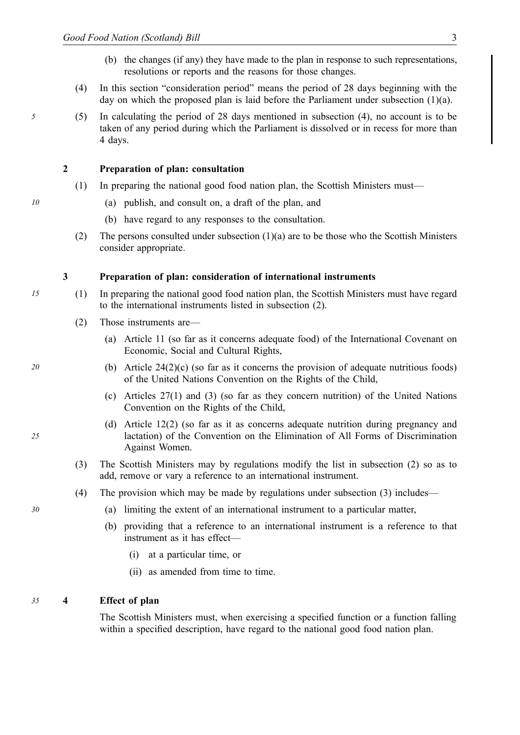(b) the changes (if any) they have made to the plan in response to such representations, resolutions or reports and the reasons for those changes.

(4) In this section "consideration period" means the period of 28 days beginning with the day on which the proposed plan is laid before the Parliament under subsection (1)(a).

(5) In calculating the period of 28 days mentioned in subsection (4), no account is to be taken of any period during which the Parliament is dissolved or in recess for more than 4 days.

**2 Preparation of plan: consultation**

(1) In preparing the national good food nation plan, the Scottish Ministers must—

(a) publish, and consult on, a draft of the plan, and

(b) have regard to any responses to the consultation.

(2) The persons consulted under subsection (1)(a) are to be those who the Scottish Ministers consider appropriate.

**3 Preparation of plan: consideration of international instruments**

(1) In preparing the national good food nation plan, the Scottish Ministers must have regard to the international instruments listed in subsection (2).

(2) Those instruments are—

(a) Article 11 (so far as it concerns adequate food) of the International Covenant on Economic, Social and Cultural Rights,

(b) Article 24(2)(c) (so far as it concerns the provision of adequate nutritious foods) of the United Nations Convention on the Rights of the Child,

(c) Articles 27(1) and (3) (so far as they concern nutrition) of the United Nations Convention on the Rights of the Child,

(d) Article 12(2) (so far as it as concerns adequate nutrition during pregnancy and lactation) of the Convention on the Elimination of All Forms of Discrimination Against Women.

(3) The Scottish Ministers may by regulations modify the list in subsection (2) so as to add, remove or vary a reference to an international instrument.

(4) The provision which may be made by regulations under subsection (3) includes—

(a) limiting the extent of an international instrument to a particular matter,

(b) providing that a reference to an international instrument is a reference to that instrument as it has effect—

(i) at a particular time, or

(ii) as amended from time to time.

**4 Effect of plan**

The Scottish Ministers must, when exercising a specified function or a function falling within a specified description, have regard to the national good food nation plan.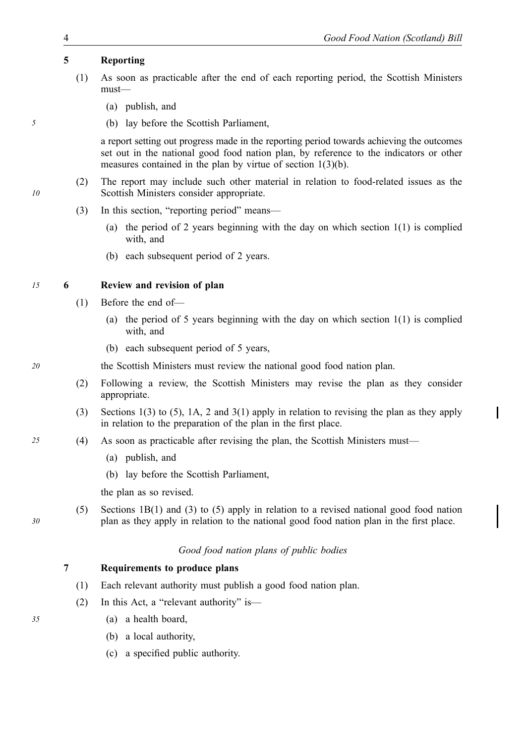### 5 Reporting

(1) As soon as practicable after the end of each reporting period, the Scottish Ministers must—

(a) publish, and

(b) lay before the Scottish Parliament,

a report setting out progress made in the reporting period towards achieving the outcomes set out in the national good food nation plan, by reference to the indicators or other measures contained in the plan by virtue of section 1(3)(b).

(2) The report may include such other material in relation to food-related issues as the Scottish Ministers consider appropriate.

(3) In this section, "reporting period" means—

(a) the period of 2 years beginning with the day on which section 1(1) is complied with, and

(b) each subsequent period of 2 years.

### 6 Review and revision of plan

(1) Before the end of—

(a) the period of 5 years beginning with the day on which section 1(1) is complied with, and

(b) each subsequent period of 5 years,

the Scottish Ministers must review the national good food nation plan.

(2) Following a review, the Scottish Ministers may revise the plan as they consider appropriate.

(3) Sections 1(3) to (5), 1A, 2 and 3(1) apply in relation to revising the plan as they apply in relation to the preparation of the plan in the first place.

(4) As soon as practicable after revising the plan, the Scottish Ministers must—

(a) publish, and

(b) lay before the Scottish Parliament,

the plan as so revised.

(5) Sections 1B(1) and (3) to (5) apply in relation to a revised national good food nation plan as they apply in relation to the national good food nation plan in the first place.

*Good food nation plans of public bodies*

### 7 Requirements to produce plans

(1) Each relevant authority must publish a good food nation plan.

(2) In this Act, a "relevant authority" is—

(a) a health board,

(b) a local authority,

(c) a specified public authority.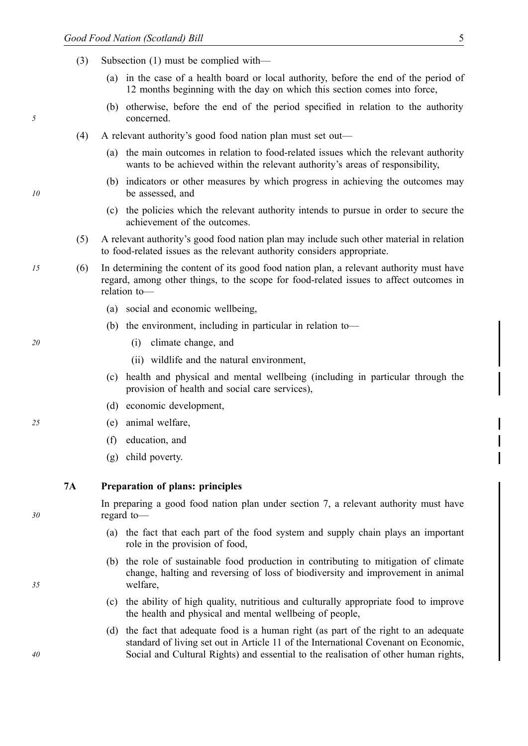(3) Subsection (1) must be complied with—

   (a) in the case of a health board or local authority, before the end of the period of 12 months beginning with the day on which this section comes into force,

   (b) otherwise, before the end of the period specified in relation to the authority concerned.

(4) A relevant authority's good food nation plan must set out—

   (a) the main outcomes in relation to food-related issues which the relevant authority wants to be achieved within the relevant authority's areas of responsibility,

   (b) indicators or other measures by which progress in achieving the outcomes may be assessed, and

   (c) the policies which the relevant authority intends to pursue in order to secure the achievement of the outcomes.

(5) A relevant authority's good food nation plan may include such other material in relation to food-related issues as the relevant authority considers appropriate.

(6) In determining the content of its good food nation plan, a relevant authority must have regard, among other things, to the scope for food-related issues to affect outcomes in relation to—

   (a) social and economic wellbeing,

   (b) the environment, including in particular in relation to—

      (i) climate change, and

      (ii) wildlife and the natural environment,

   (c) health and physical and mental wellbeing (including in particular through the provision of health and social care services),

   (d) economic development,

   (e) animal welfare,

   (f) education, and

   (g) child poverty.

### 7A Preparation of plans: principles

In preparing a good food nation plan under section 7, a relevant authority must have regard to—

   (a) the fact that each part of the food system and supply chain plays an important role in the provision of food,

   (b) the role of sustainable food production in contributing to mitigation of climate change, halting and reversing of loss of biodiversity and improvement in animal welfare,

   (c) the ability of high quality, nutritious and culturally appropriate food to improve the health and physical and mental wellbeing of people,

   (d) the fact that adequate food is a human right (as part of the right to an adequate standard of living set out in Article 11 of the International Covenant on Economic, Social and Cultural Rights) and essential to the realisation of other human rights,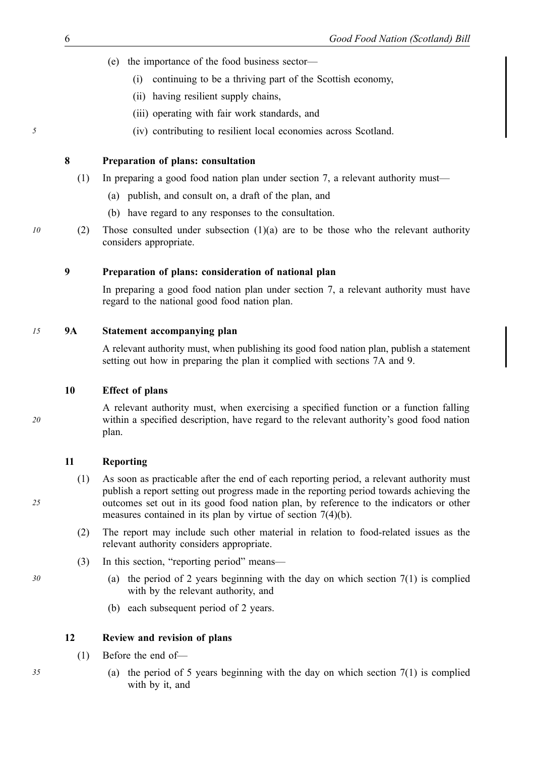(e) the importance of the food business sector—

   (i) continuing to be a thriving part of the Scottish economy,

   (ii) having resilient supply chains,

   (iii) operating with fair work standards, and

   (iv) contributing to resilient local economies across Scotland.

### 8 Preparation of plans: consultation

(1) In preparing a good food nation plan under section 7, a relevant authority must—

   (a) publish, and consult on, a draft of the plan, and

   (b) have regard to any responses to the consultation.

(2) Those consulted under subsection (1)(a) are to be those who the relevant authority considers appropriate.

### 9 Preparation of plans: consideration of national plan

In preparing a good food nation plan under section 7, a relevant authority must have regard to the national good food nation plan.

### 9A Statement accompanying plan

A relevant authority must, when publishing its good food nation plan, publish a statement setting out how in preparing the plan it complied with sections 7A and 9.

### 10 Effect of plans

A relevant authority must, when exercising a specified function or a function falling within a specified description, have regard to the relevant authority's good food nation plan.

### 11 Reporting

(1) As soon as practicable after the end of each reporting period, a relevant authority must publish a report setting out progress made in the reporting period towards achieving the outcomes set out in its good food nation plan, by reference to the indicators or other measures contained in its plan by virtue of section 7(4)(b).

(2) The report may include such other material in relation to food-related issues as the relevant authority considers appropriate.

(3) In this section, "reporting period" means—

   (a) the period of 2 years beginning with the day on which section 7(1) is complied with by the relevant authority, and

   (b) each subsequent period of 2 years.

### 12 Review and revision of plans

(1) Before the end of—

   (a) the period of 5 years beginning with the day on which section 7(1) is complied with by it, and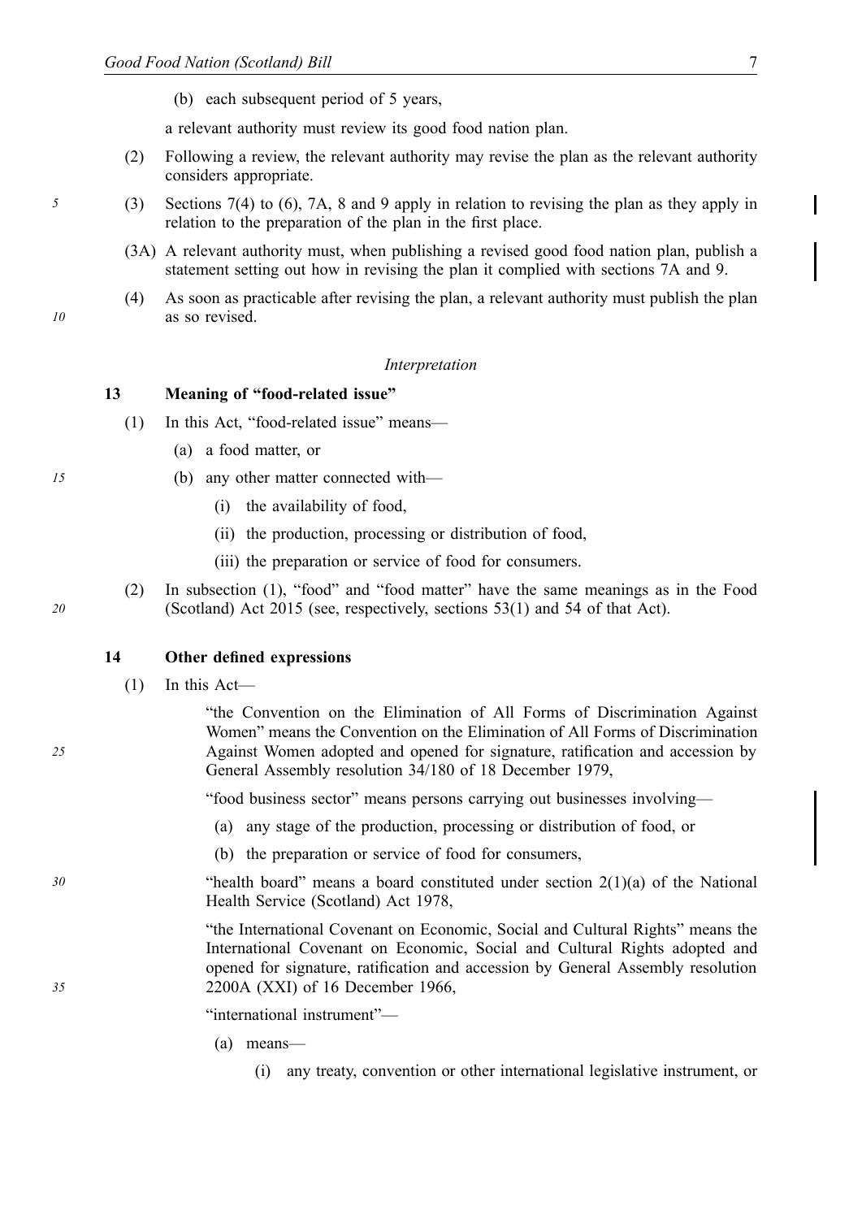(b) each subsequent period of 5 years,

a relevant authority must review its good food nation plan.

(2) Following a review, the relevant authority may revise the plan as the relevant authority considers appropriate.

(3) Sections 7(4) to (6), 7A, 8 and 9 apply in relation to revising the plan as they apply in relation to the preparation of the plan in the first place.

(3A) A relevant authority must, when publishing a revised good food nation plan, publish a statement setting out how in revising the plan it complied with sections 7A and 9.

(4) As soon as practicable after revising the plan, a relevant authority must publish the plan as so revised.

*Interpretation*

### 13 Meaning of "food-related issue"

(1) In this Act, "food-related issue" means—

(a) a food matter, or

(b) any other matter connected with—

(i) the availability of food,

(ii) the production, processing or distribution of food,

(iii) the preparation or service of food for consumers.

(2) In subsection (1), "food" and "food matter" have the same meanings as in the Food (Scotland) Act 2015 (see, respectively, sections 53(1) and 54 of that Act).

### 14 Other defined expressions

(1) In this Act—

"the Convention on the Elimination of All Forms of Discrimination Against Women" means the Convention on the Elimination of All Forms of Discrimination Against Women adopted and opened for signature, ratification and accession by General Assembly resolution 34/180 of 18 December 1979,

"food business sector" means persons carrying out businesses involving—

(a) any stage of the production, processing or distribution of food, or

(b) the preparation or service of food for consumers,

"health board" means a board constituted under section 2(1)(a) of the National Health Service (Scotland) Act 1978,

"the International Covenant on Economic, Social and Cultural Rights" means the International Covenant on Economic, Social and Cultural Rights adopted and opened for signature, ratification and accession by General Assembly resolution 2200A (XXI) of 16 December 1966,

"international instrument"—

(a) means—

(i) any treaty, convention or other international legislative instrument, or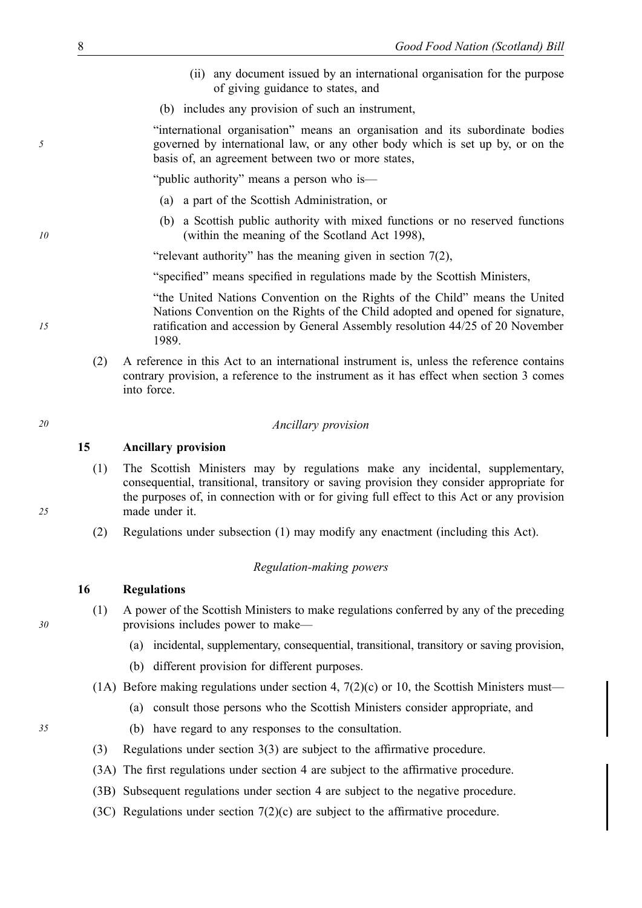(ii) any document issued by an international organisation for the purpose of giving guidance to states, and

(b) includes any provision of such an instrument,

"international organisation" means an organisation and its subordinate bodies governed by international law, or any other body which is set up by, or on the basis of, an agreement between two or more states,

"public authority" means a person who is—

(a) a part of the Scottish Administration, or

(b) a Scottish public authority with mixed functions or no reserved functions (within the meaning of the Scotland Act 1998),

"relevant authority" has the meaning given in section 7(2),

"specified" means specified in regulations made by the Scottish Ministers,

"the United Nations Convention on the Rights of the Child" means the United Nations Convention on the Rights of the Child adopted and opened for signature, ratification and accession by General Assembly resolution 44/25 of 20 November 1989.

(2) A reference in this Act to an international instrument is, unless the reference contains contrary provision, a reference to the instrument as it has effect when section 3 comes into force.

*Ancillary provision*

### 15 Ancillary provision

(1) The Scottish Ministers may by regulations make any incidental, supplementary, consequential, transitional, transitory or saving provision they consider appropriate for the purposes of, in connection with or for giving full effect to this Act or any provision made under it.

(2) Regulations under subsection (1) may modify any enactment (including this Act).

*Regulation-making powers*

### 16 Regulations

(1) A power of the Scottish Ministers to make regulations conferred by any of the preceding provisions includes power to make—

(a) incidental, supplementary, consequential, transitional, transitory or saving provision,

(b) different provision for different purposes.

(1A) Before making regulations under section 4, 7(2)(c) or 10, the Scottish Ministers must—

(a) consult those persons who the Scottish Ministers consider appropriate, and

(b) have regard to any responses to the consultation.

(3) Regulations under section 3(3) are subject to the affirmative procedure.

(3A) The first regulations under section 4 are subject to the affirmative procedure.

(3B) Subsequent regulations under section 4 are subject to the negative procedure.

(3C) Regulations under section 7(2)(c) are subject to the affirmative procedure.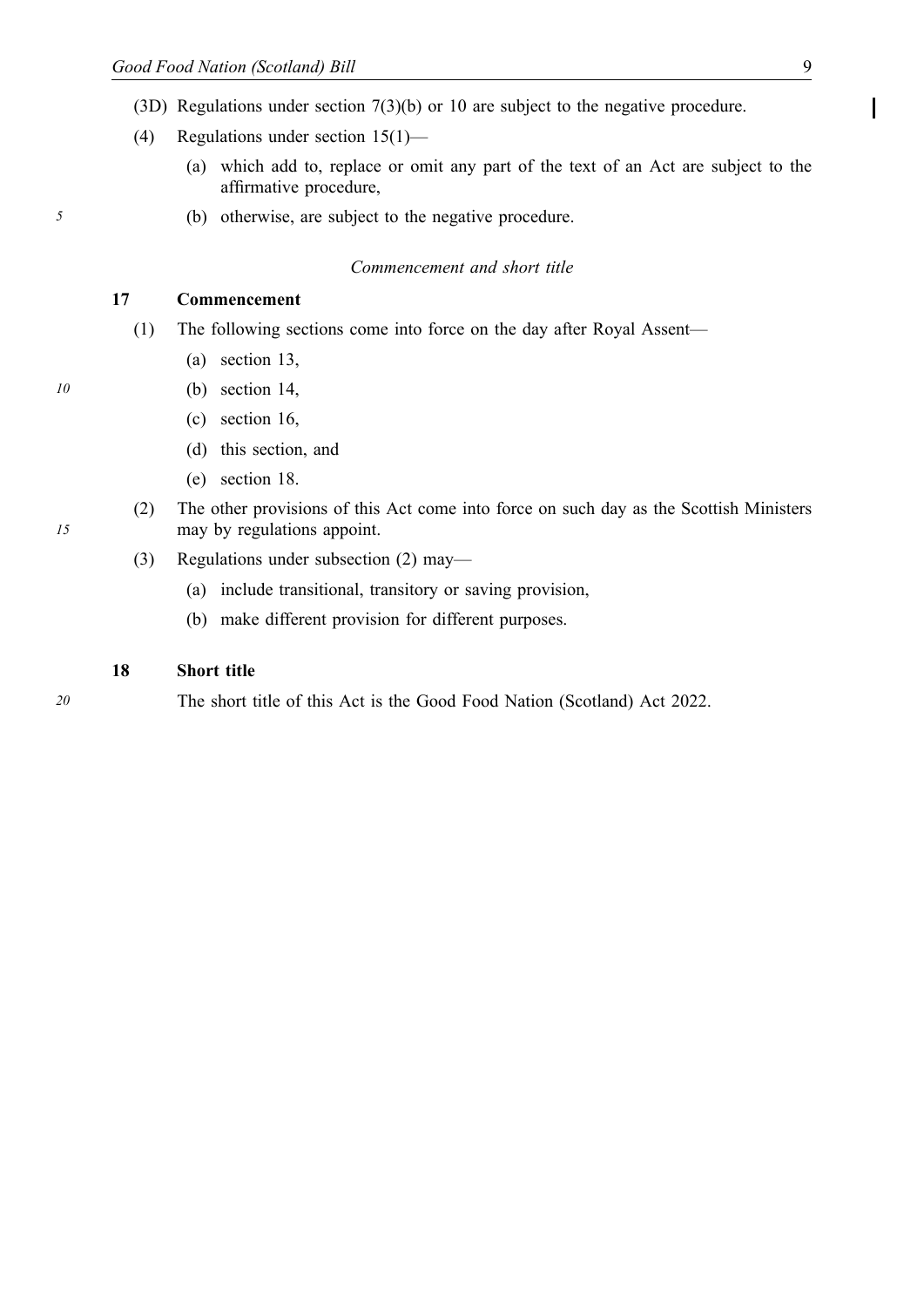(3D) Regulations under section 7(3)(b) or 10 are subject to the negative procedure.

(4) Regulations under section 15(1)—

(a) which add to, replace or omit any part of the text of an Act are subject to the affirmative procedure,

(b) otherwise, are subject to the negative procedure.

*Commencement and short title*

### 17 Commencement

(1) The following sections come into force on the day after Royal Assent—

(a) section 13,

(b) section 14,

(c) section 16,

(d) this section, and

(e) section 18.

(2) The other provisions of this Act come into force on such day as the Scottish Ministers may by regulations appoint.

(3) Regulations under subsection (2) may—

(a) include transitional, transitory or saving provision,

(b) make different provision for different purposes.

### 18 Short title

The short title of this Act is the Good Food Nation (Scotland) Act 2022.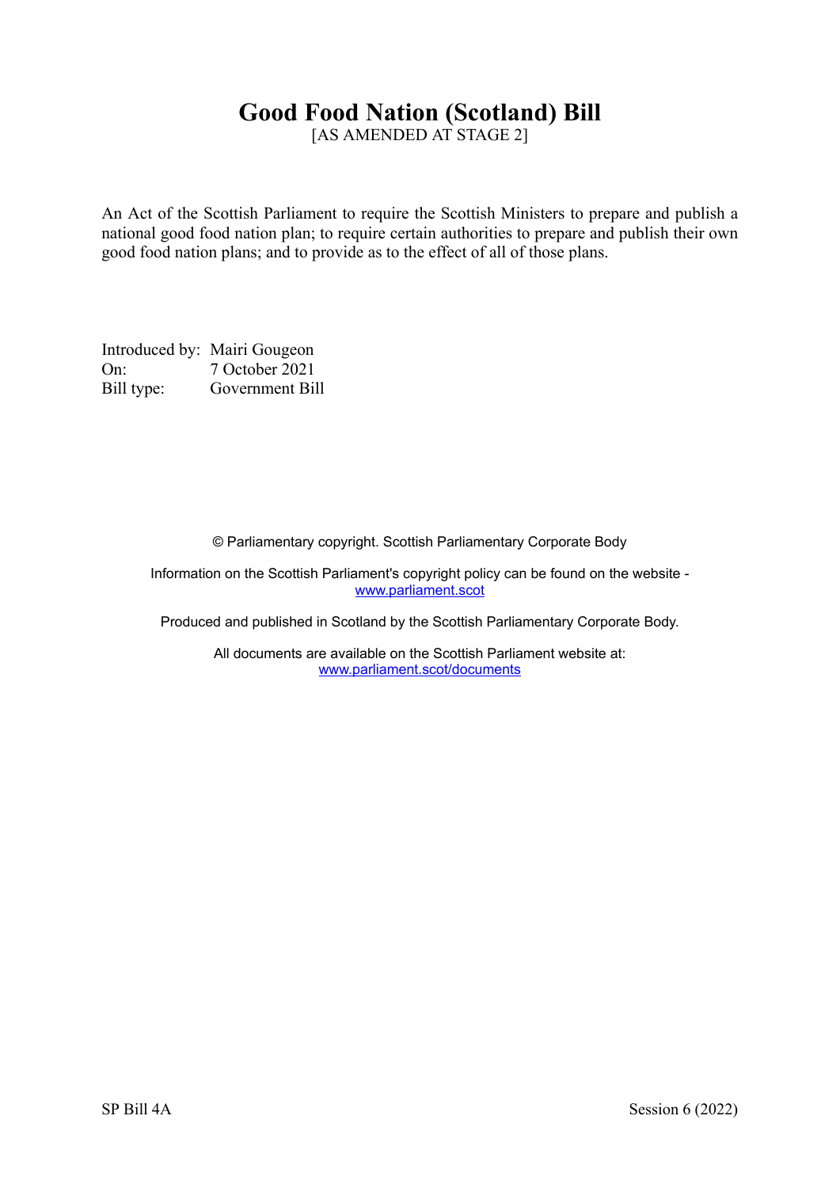# Good Food Nation (Scotland) Bill

[AS AMENDED AT STAGE 2]

An Act of the Scottish Parliament to require the Scottish Ministers to prepare and publish a national good food nation plan; to require certain authorities to prepare and publish their own good food nation plans; and to provide as to the effect of all of those plans.

| | |
|---|---|
| Introduced by: | Mairi Gougeon |
| On: | 7 October 2021 |
| Bill type: | Government Bill |

© Parliamentary copyright. Scottish Parliamentary Corporate Body

Information on the Scottish Parliament's copyright policy can be found on the website - www.parliament.scot

Produced and published in Scotland by the Scottish Parliamentary Corporate Body.

All documents are available on the Scottish Parliament website at: www.parliament.scot/documents

SP Bill 4A

Session 6 (2022)